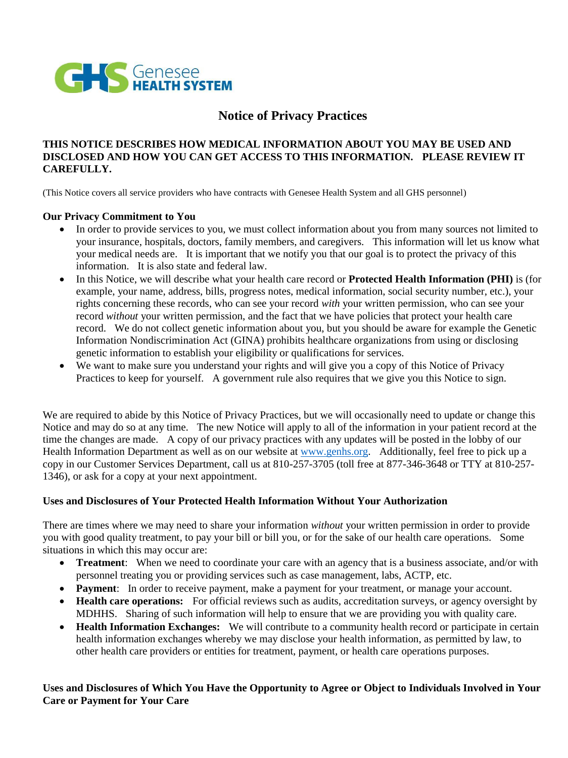Genesee HEALTH SYSTEM

# Notice of Privacy Practices

**THIS NOTICE DESCRIBES HOW MEDICAL INFORMATION ABOUT YOU MAY BE USED AND DISCLOSED AND HOW YOU CAN GET ACCESS TO THIS INFORMATION. PLEASE REVIEW IT CAREFULLY.**

(This Notice covers all service providers who have contracts with Genesee Health System and all GHS personnel)

**Our Privacy Commitment to You**

- In order to provide services to you, we must collect information about you from many sources not limited to your insurance, hospitals, doctors, family members, and caregivers. This information will let us know what your medical needs are. It is important that we notify you that our goal is to protect the privacy of this information. It is also state and federal law.
- In this Notice, we will describe what your health care record or **Protected Health Information (PHI)** is (for example, your name, address, bills, progress notes, medical information, social security number, etc.), your rights concerning these records, who can see your record *with* your written permission, who can see your record *without* your written permission, and the fact that we have policies that protect your health care record. We do not collect genetic information about you, but you should be aware for example the Genetic Information Nondiscrimination Act (GINA) prohibits healthcare organizations from using or disclosing genetic information to establish your eligibility or qualifications for services.
- We want to make sure you understand your rights and will give you a copy of this Notice of Privacy Practices to keep for yourself. A government rule also requires that we give you this Notice to sign.

We are required to abide by this Notice of Privacy Practices, but we will occasionally need to update or change this Notice and may do so at any time. The new Notice will apply to all of the information in your patient record at the time the changes are made. A copy of our privacy practices with any updates will be posted in the lobby of our Health Information Department as well as on our website at www.genhs.org. Additionally, feel free to pick up a copy in our Customer Services Department, call us at 810-257-3705 (toll free at 877-346-3648 or TTY at 810-257-1346), or ask for a copy at your next appointment.

**Uses and Disclosures of Your Protected Health Information Without Your Authorization**

There are times where we may need to share your information *without* your written permission in order to provide you with good quality treatment, to pay your bill or bill you, or for the sake of our health care operations. Some situations in which this may occur are:

- **Treatment**: When we need to coordinate your care with an agency that is a business associate, and/or with personnel treating you or providing services such as case management, labs, ACTP, etc.
- **Payment**: In order to receive payment, make a payment for your treatment, or manage your account.
- **Health care operations:** For official reviews such as audits, accreditation surveys, or agency oversight by MDHHS. Sharing of such information will help to ensure that we are providing you with quality care.
- **Health Information Exchanges:** We will contribute to a community health record or participate in certain health information exchanges whereby we may disclose your health information, as permitted by law, to other health care providers or entities for treatment, payment, or health care operations purposes.

**Uses and Disclosures of Which You Have the Opportunity to Agree or Object to Individuals Involved in Your Care or Payment for Your Care**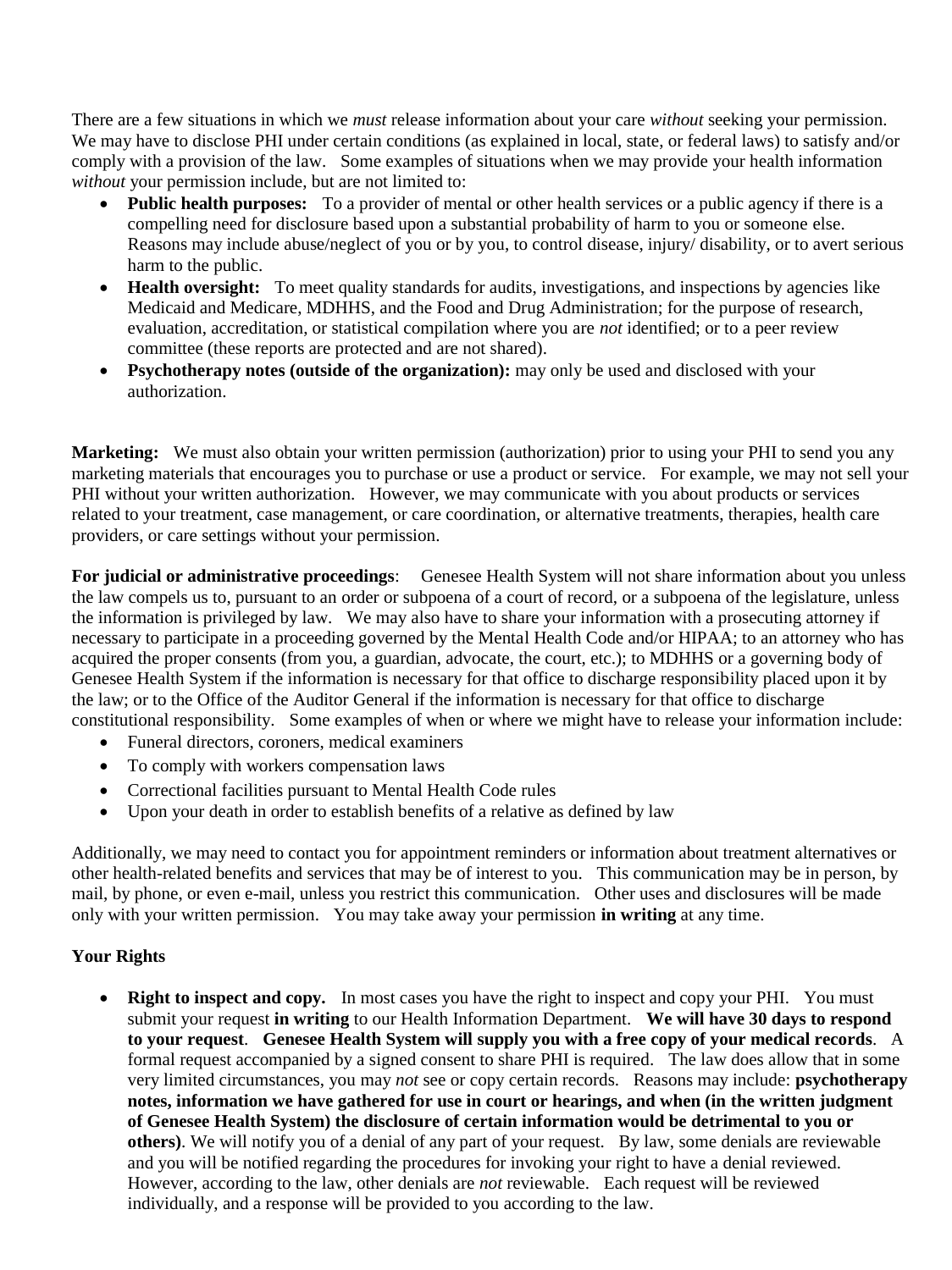There are a few situations in which we *must* release information about your care *without* seeking your permission. We may have to disclose PHI under certain conditions (as explained in local, state, or federal laws) to satisfy and/or comply with a provision of the law. Some examples of situations when we may provide your health information *without* your permission include, but are not limited to:

- **Public health purposes:** To a provider of mental or other health services or a public agency if there is a compelling need for disclosure based upon a substantial probability of harm to you or someone else. Reasons may include abuse/neglect of you or by you, to control disease, injury/ disability, or to avert serious harm to the public.
- **Health oversight:** To meet quality standards for audits, investigations, and inspections by agencies like Medicaid and Medicare, MDHHS, and the Food and Drug Administration; for the purpose of research, evaluation, accreditation, or statistical compilation where you are *not* identified; or to a peer review committee (these reports are protected and are not shared).
- **Psychotherapy notes (outside of the organization):** may only be used and disclosed with your authorization.

**Marketing:** We must also obtain your written permission (authorization) prior to using your PHI to send you any marketing materials that encourages you to purchase or use a product or service. For example, we may not sell your PHI without your written authorization. However, we may communicate with you about products or services related to your treatment, case management, or care coordination, or alternative treatments, therapies, health care providers, or care settings without your permission.

**For judicial or administrative proceedings**: Genesee Health System will not share information about you unless the law compels us to, pursuant to an order or subpoena of a court of record, or a subpoena of the legislature, unless the information is privileged by law. We may also have to share your information with a prosecuting attorney if necessary to participate in a proceeding governed by the Mental Health Code and/or HIPAA; to an attorney who has acquired the proper consents (from you, a guardian, advocate, the court, etc.); to MDHHS or a governing body of Genesee Health System if the information is necessary for that office to discharge responsibility placed upon it by the law; or to the Office of the Auditor General if the information is necessary for that office to discharge constitutional responsibility. Some examples of when or where we might have to release your information include:

- Funeral directors, coroners, medical examiners
- To comply with workers compensation laws
- Correctional facilities pursuant to Mental Health Code rules
- Upon your death in order to establish benefits of a relative as defined by law

Additionally, we may need to contact you for appointment reminders or information about treatment alternatives or other health-related benefits and services that may be of interest to you. This communication may be in person, by mail, by phone, or even e-mail, unless you restrict this communication. Other uses and disclosures will be made only with your written permission. You may take away your permission **in writing** at any time.

**Your Rights**

- **Right to inspect and copy.** In most cases you have the right to inspect and copy your PHI. You must submit your request **in writing** to our Health Information Department. **We will have 30 days to respond to your request**. **Genesee Health System will supply you with a free copy of your medical records**. A formal request accompanied by a signed consent to share PHI is required. The law does allow that in some very limited circumstances, you may *not* see or copy certain records. Reasons may include: **psychotherapy notes, information we have gathered for use in court or hearings, and when (in the written judgment of Genesee Health System) the disclosure of certain information would be detrimental to you or others)**. We will notify you of a denial of any part of your request. By law, some denials are reviewable and you will be notified regarding the procedures for invoking your right to have a denial reviewed. However, according to the law, other denials are *not* reviewable. Each request will be reviewed individually, and a response will be provided to you according to the law.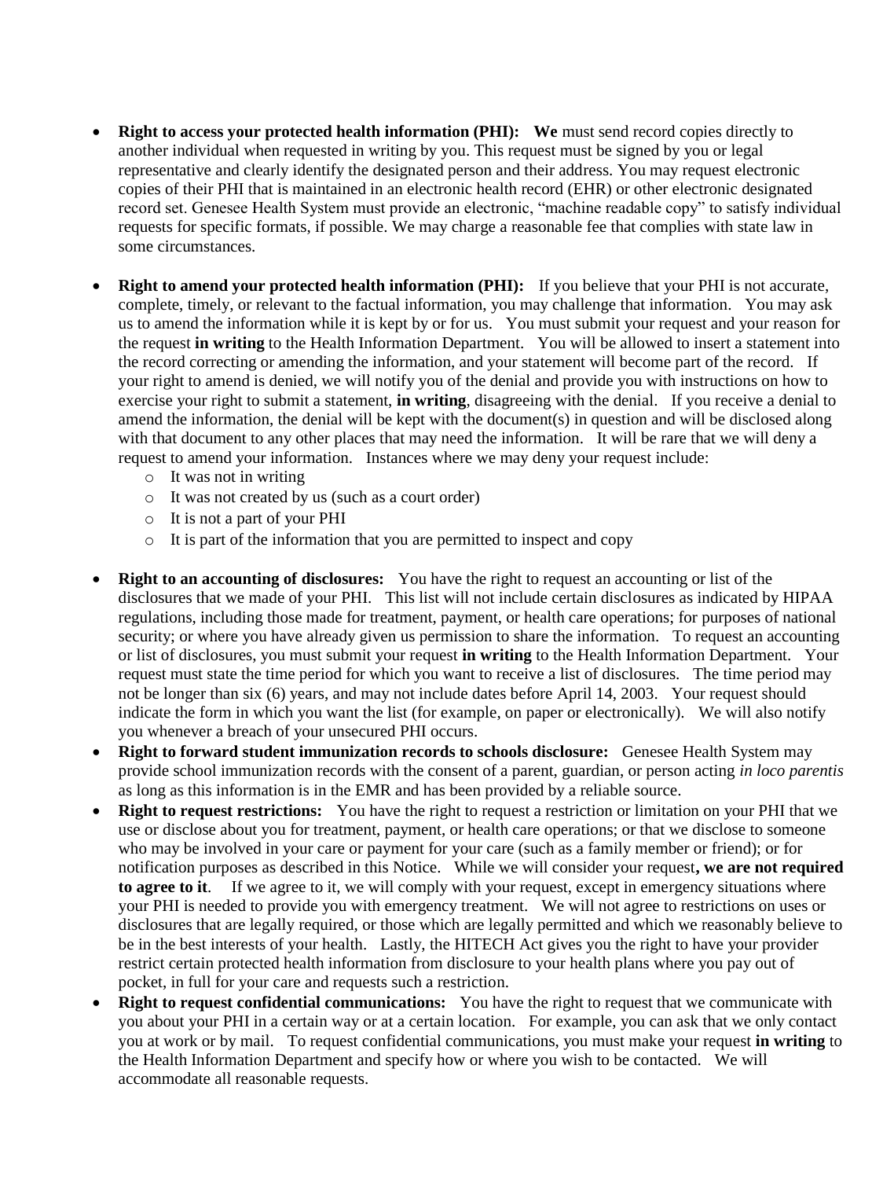- **Right to access your protected health information (PHI): We** must send record copies directly to another individual when requested in writing by you. This request must be signed by you or legal representative and clearly identify the designated person and their address. You may request electronic copies of their PHI that is maintained in an electronic health record (EHR) or other electronic designated record set. Genesee Health System must provide an electronic, "machine readable copy" to satisfy individual requests for specific formats, if possible. We may charge a reasonable fee that complies with state law in some circumstances.

- **Right to amend your protected health information (PHI):** If you believe that your PHI is not accurate, complete, timely, or relevant to the factual information, you may challenge that information. You may ask us to amend the information while it is kept by or for us. You must submit your request and your reason for the request **in writing** to the Health Information Department. You will be allowed to insert a statement into the record correcting or amending the information, and your statement will become part of the record. If your right to amend is denied, we will notify you of the denial and provide you with instructions on how to exercise your right to submit a statement, **in writing**, disagreeing with the denial. If you receive a denial to amend the information, the denial will be kept with the document(s) in question and will be disclosed along with that document to any other places that may need the information. It will be rare that we will deny a request to amend your information. Instances where we may deny your request include:
  - It was not in writing
  - It was not created by us (such as a court order)
  - It is not a part of your PHI
  - It is part of the information that you are permitted to inspect and copy

- **Right to an accounting of disclosures:** You have the right to request an accounting or list of the disclosures that we made of your PHI. This list will not include certain disclosures as indicated by HIPAA regulations, including those made for treatment, payment, or health care operations; for purposes of national security; or where you have already given us permission to share the information. To request an accounting or list of disclosures, you must submit your request **in writing** to the Health Information Department. Your request must state the time period for which you want to receive a list of disclosures. The time period may not be longer than six (6) years, and may not include dates before April 14, 2003. Your request should indicate the form in which you want the list (for example, on paper or electronically). We will also notify you whenever a breach of your unsecured PHI occurs.
- **Right to forward student immunization records to schools disclosure:** Genesee Health System may provide school immunization records with the consent of a parent, guardian, or person acting *in loco parentis* as long as this information is in the EMR and has been provided by a reliable source.
- **Right to request restrictions:** You have the right to request a restriction or limitation on your PHI that we use or disclose about you for treatment, payment, or health care operations; or that we disclose to someone who may be involved in your care or payment for your care (such as a family member or friend); or for notification purposes as described in this Notice. While we will consider your request**, we are not required to agree to it**. If we agree to it, we will comply with your request, except in emergency situations where your PHI is needed to provide you with emergency treatment. We will not agree to restrictions on uses or disclosures that are legally required, or those which are legally permitted and which we reasonably believe to be in the best interests of your health. Lastly, the HITECH Act gives you the right to have your provider restrict certain protected health information from disclosure to your health plans where you pay out of pocket, in full for your care and requests such a restriction.
- **Right to request confidential communications:** You have the right to request that we communicate with you about your PHI in a certain way or at a certain location. For example, you can ask that we only contact you at work or by mail. To request confidential communications, you must make your request **in writing** to the Health Information Department and specify how or where you wish to be contacted. We will accommodate all reasonable requests.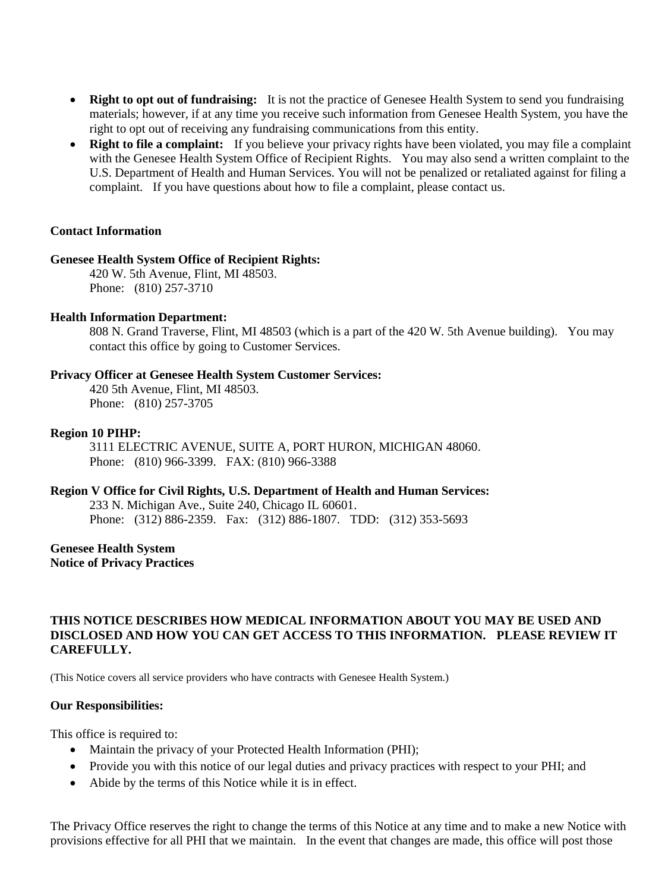- **Right to opt out of fundraising:** It is not the practice of Genesee Health System to send you fundraising materials; however, if at any time you receive such information from Genesee Health System, you have the right to opt out of receiving any fundraising communications from this entity.
- **Right to file a complaint:** If you believe your privacy rights have been violated, you may file a complaint with the Genesee Health System Office of Recipient Rights. You may also send a written complaint to the U.S. Department of Health and Human Services. You will not be penalized or retaliated against for filing a complaint. If you have questions about how to file a complaint, please contact us.

**Contact Information**

**Genesee Health System Office of Recipient Rights:**

420 W. 5th Avenue, Flint, MI 48503.
Phone: (810) 257-3710

**Health Information Department:**

808 N. Grand Traverse, Flint, MI 48503 (which is a part of the 420 W. 5th Avenue building). You may contact this office by going to Customer Services.

**Privacy Officer at Genesee Health System Customer Services:**

420 5th Avenue, Flint, MI 48503.
Phone: (810) 257-3705

**Region 10 PIHP:**

3111 ELECTRIC AVENUE, SUITE A, PORT HURON, MICHIGAN 48060.
Phone: (810) 966-3399. FAX: (810) 966-3388

**Region V Office for Civil Rights, U.S. Department of Health and Human Services:**

233 N. Michigan Ave., Suite 240, Chicago IL 60601.
Phone: (312) 886-2359. Fax: (312) 886-1807. TDD: (312) 353-5693

**Genesee Health System**
**Notice of Privacy Practices**

**THIS NOTICE DESCRIBES HOW MEDICAL INFORMATION ABOUT YOU MAY BE USED AND DISCLOSED AND HOW YOU CAN GET ACCESS TO THIS INFORMATION. PLEASE REVIEW IT CAREFULLY.**

(This Notice covers all service providers who have contracts with Genesee Health System.)

**Our Responsibilities:**

This office is required to:

- Maintain the privacy of your Protected Health Information (PHI);
- Provide you with this notice of our legal duties and privacy practices with respect to your PHI; and
- Abide by the terms of this Notice while it is in effect.

The Privacy Office reserves the right to change the terms of this Notice at any time and to make a new Notice with provisions effective for all PHI that we maintain. In the event that changes are made, this office will post those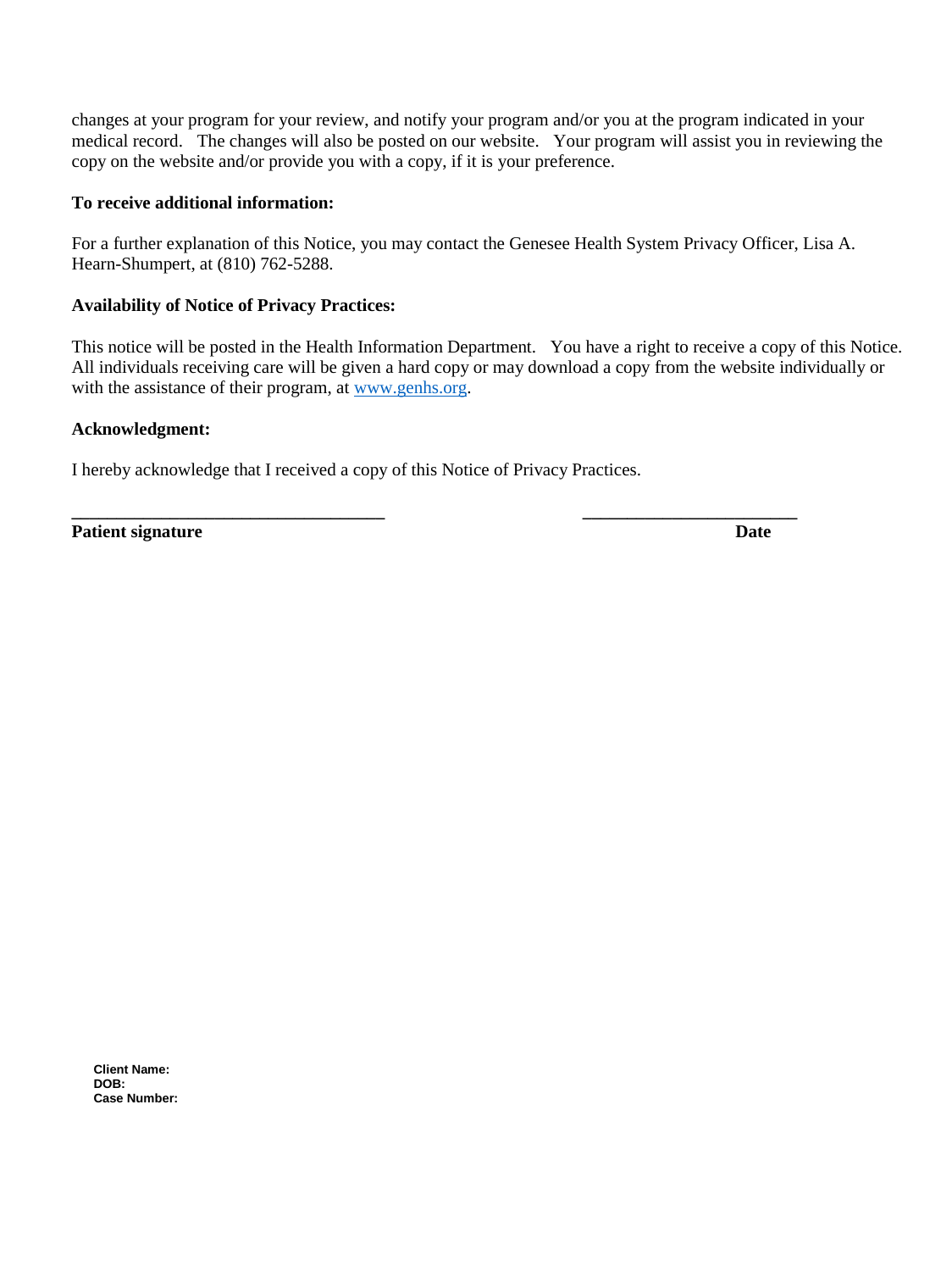changes at your program for your review, and notify your program and/or you at the program indicated in your medical record. The changes will also be posted on our website. Your program will assist you in reviewing the copy on the website and/or provide you with a copy, if it is your preference.

**To receive additional information:**

For a further explanation of this Notice, you may contact the Genesee Health System Privacy Officer, Lisa A. Hearn-Shumpert, at (810) 762-5288.

**Availability of Notice of Privacy Practices:**

This notice will be posted in the Health Information Department. You have a right to receive a copy of this Notice. All individuals receiving care will be given a hard copy or may download a copy from the website individually or with the assistance of their program, at www.genhs.org.

**Acknowledgment:**

I hereby acknowledge that I received a copy of this Notice of Privacy Practices.

___________________________________ ________________________

**Patient signature** **Date**

**Client Name:**
**DOB:**
**Case Number:**